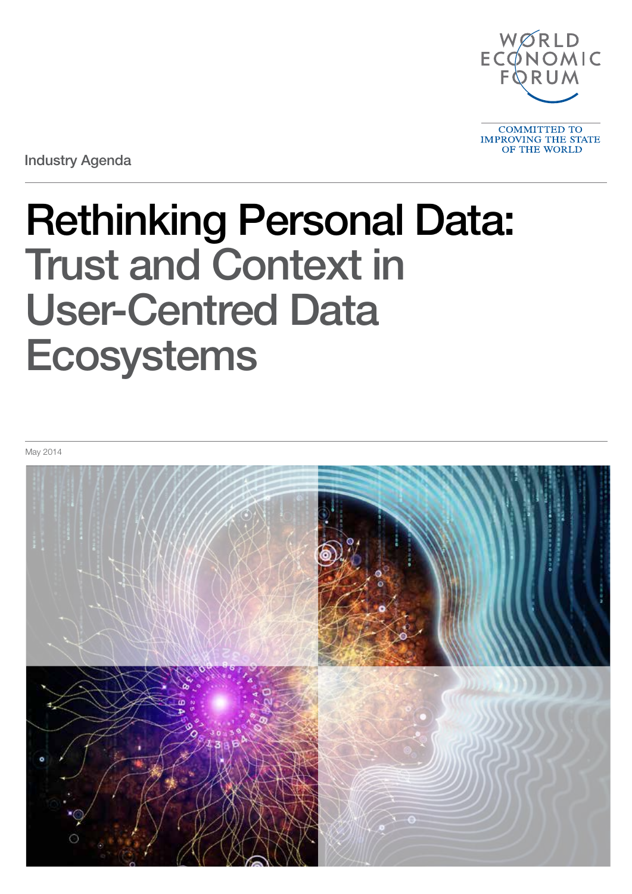WORLD ECONOMIC FORUM

COMMITTED TO IMPROVING THE STATE OF THE WORLD

Industry Agenda

# Rethinking Personal Data: Trust and Context in User-Centred Data Ecosystems

May 2014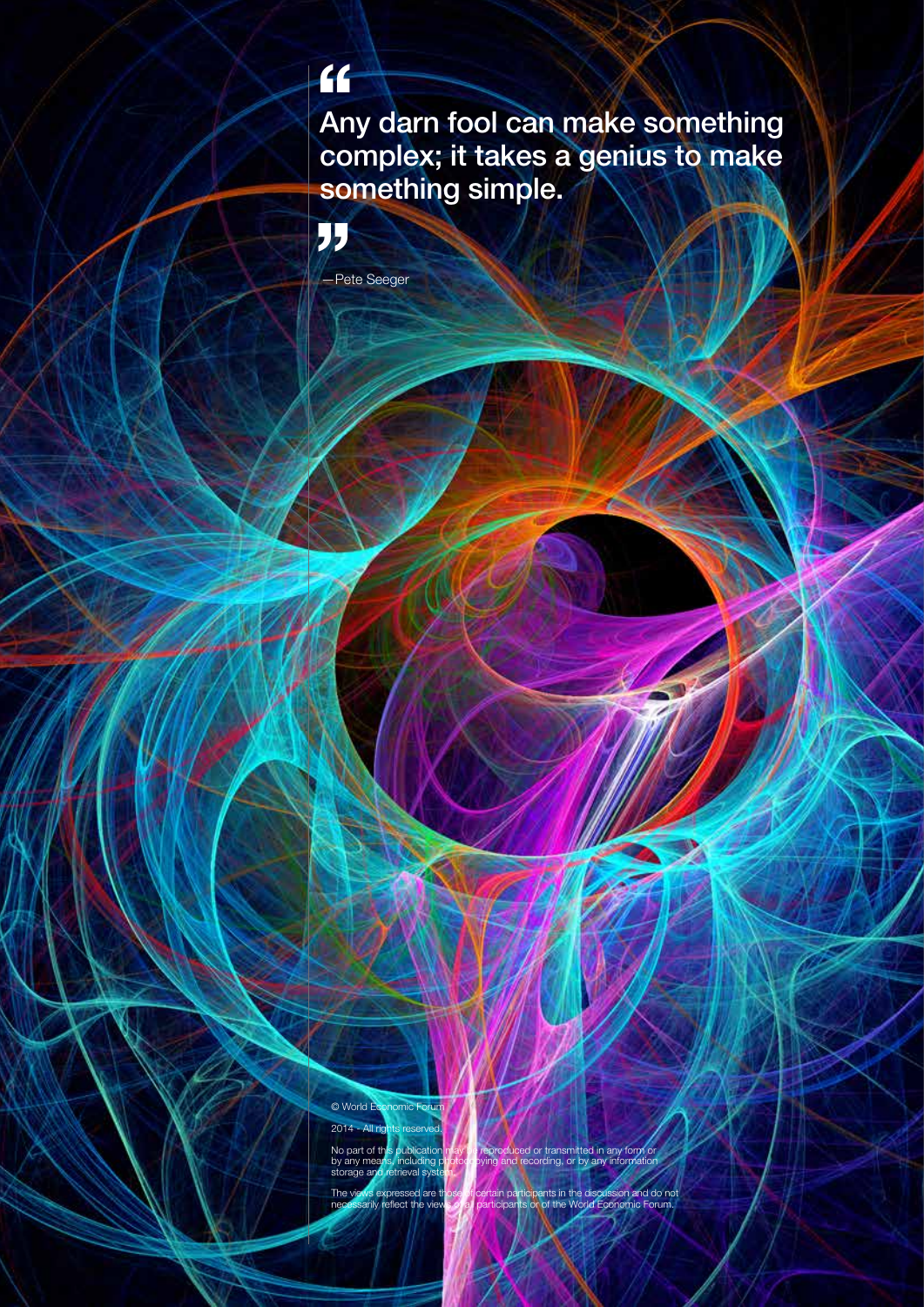> Any darn fool can make something complex; it takes a genius to make something simple.

—Pete Seeger

© World Economic Forum

2014 - All rights reserved.

No part of this publication may be reproduced or transmitted in any form or by any means, including photocopying and recording, or by any information storage and retrieval system.

The views expressed are those of certain participants in the discussion and do not necessarily reflect the views of all participants or of the World Economic Forum.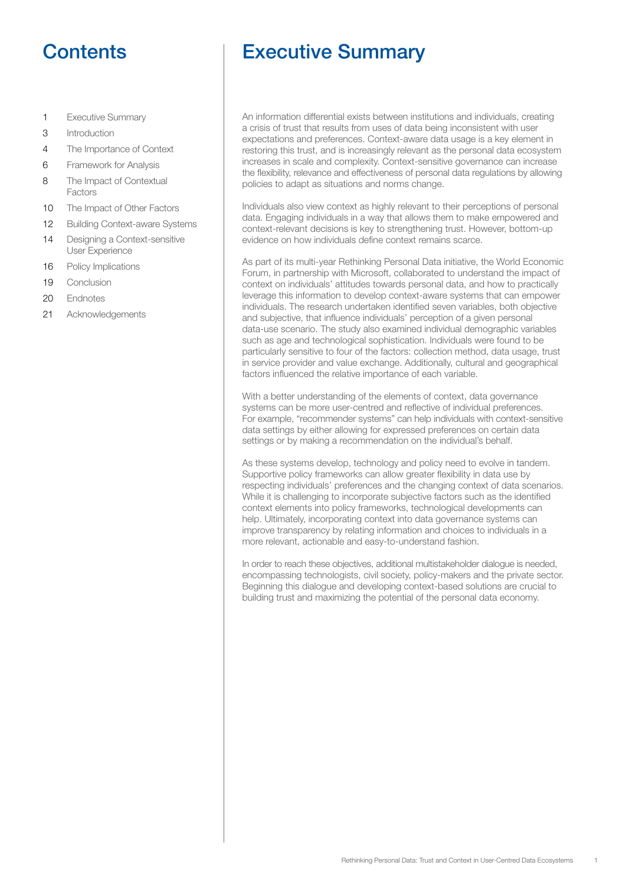# Contents

1 Executive Summary
3 Introduction
4 The Importance of Context
6 Framework for Analysis
8 The Impact of Contextual Factors
10 The Impact of Other Factors
12 Building Context-aware Systems
14 Designing a Context-sensitive User Experience
16 Policy Implications
19 Conclusion
20 Endnotes
21 Acknowledgements

# Executive Summary

An information differential exists between institutions and individuals, creating a crisis of trust that results from uses of data being inconsistent with user expectations and preferences. Context-aware data usage is a key element in restoring this trust, and is increasingly relevant as the personal data ecosystem increases in scale and complexity. Context-sensitive governance can increase the flexibility, relevance and effectiveness of personal data regulations by allowing policies to adapt as situations and norms change.

Individuals also view context as highly relevant to their perceptions of personal data. Engaging individuals in a way that allows them to make empowered and context-relevant decisions is key to strengthening trust. However, bottom-up evidence on how individuals define context remains scarce.

As part of its multi-year Rethinking Personal Data initiative, the World Economic Forum, in partnership with Microsoft, collaborated to understand the impact of context on individuals' attitudes towards personal data, and how to practically leverage this information to develop context-aware systems that can empower individuals. The research undertaken identified seven variables, both objective and subjective, that influence individuals' perception of a given personal data-use scenario. The study also examined individual demographic variables such as age and technological sophistication. Individuals were found to be particularly sensitive to four of the factors: collection method, data usage, trust in service provider and value exchange. Additionally, cultural and geographical factors influenced the relative importance of each variable.

With a better understanding of the elements of context, data governance systems can be more user-centred and reflective of individual preferences. For example, "recommender systems" can help individuals with context-sensitive data settings by either allowing for expressed preferences on certain data settings or by making a recommendation on the individual's behalf.

As these systems develop, technology and policy need to evolve in tandem. Supportive policy frameworks can allow greater flexibility in data use by respecting individuals' preferences and the changing context of data scenarios. While it is challenging to incorporate subjective factors such as the identified context elements into policy frameworks, technological developments can help. Ultimately, incorporating context into data governance systems can improve transparency by relating information and choices to individuals in a more relevant, actionable and easy-to-understand fashion.

In order to reach these objectives, additional multistakeholder dialogue is needed, encompassing technologists, civil society, policy-makers and the private sector. Beginning this dialogue and developing context-based solutions are crucial to building trust and maximizing the potential of the personal data economy.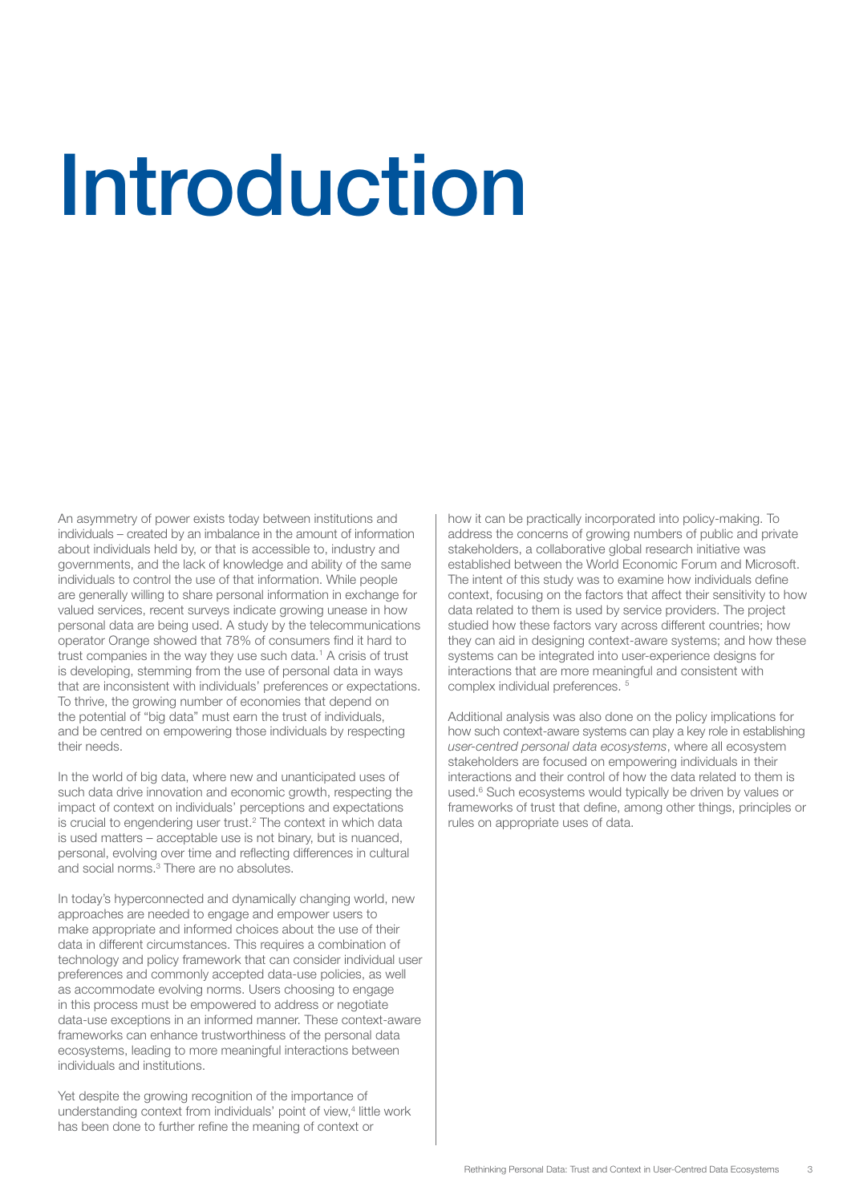# Introduction

An asymmetry of power exists today between institutions and individuals – created by an imbalance in the amount of information about individuals held by, or that is accessible to, industry and governments, and the lack of knowledge and ability of the same individuals to control the use of that information. While people are generally willing to share personal information in exchange for valued services, recent surveys indicate growing unease in how personal data are being used. A study by the telecommunications operator Orange showed that 78% of consumers find it hard to trust companies in the way they use such data.[1] A crisis of trust is developing, stemming from the use of personal data in ways that are inconsistent with individuals' preferences or expectations. To thrive, the growing number of economies that depend on the potential of "big data" must earn the trust of individuals, and be centred on empowering those individuals by respecting their needs.

In the world of big data, where new and unanticipated uses of such data drive innovation and economic growth, respecting the impact of context on individuals' perceptions and expectations is crucial to engendering user trust.[2] The context in which data is used matters – acceptable use is not binary, but is nuanced, personal, evolving over time and reflecting differences in cultural and social norms.[3] There are no absolutes.

In today's hyperconnected and dynamically changing world, new approaches are needed to engage and empower users to make appropriate and informed choices about the use of their data in different circumstances. This requires a combination of technology and policy framework that can consider individual user preferences and commonly accepted data-use policies, as well as accommodate evolving norms. Users choosing to engage in this process must be empowered to address or negotiate data-use exceptions in an informed manner. These context-aware frameworks can enhance trustworthiness of the personal data ecosystems, leading to more meaningful interactions between individuals and institutions.

Yet despite the growing recognition of the importance of understanding context from individuals' point of view,[4] little work has been done to further refine the meaning of context or how it can be practically incorporated into policy-making. To address the concerns of growing numbers of public and private stakeholders, a collaborative global research initiative was established between the World Economic Forum and Microsoft. The intent of this study was to examine how individuals define context, focusing on the factors that affect their sensitivity to how data related to them is used by service providers. The project studied how these factors vary across different countries; how they can aid in designing context-aware systems; and how these systems can be integrated into user-experience designs for interactions that are more meaningful and consistent with complex individual preferences.[5]

Additional analysis was also done on the policy implications for how such context-aware systems can play a key role in establishing *user-centred personal data ecosystems*, where all ecosystem stakeholders are focused on empowering individuals in their interactions and their control of how the data related to them is used.[6] Such ecosystems would typically be driven by values or frameworks of trust that define, among other things, principles or rules on appropriate uses of data.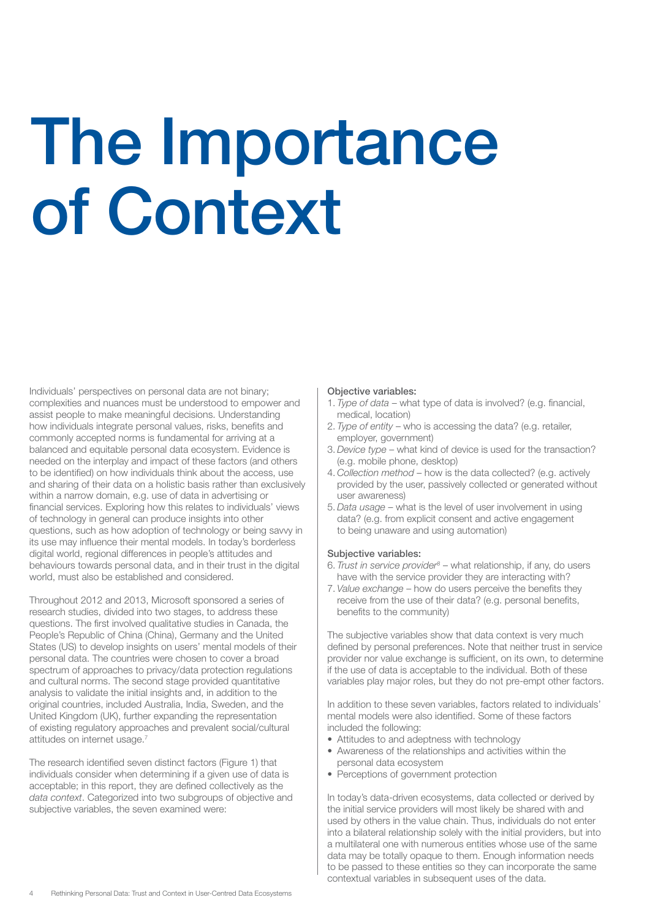# The Importance of Context

Individuals' perspectives on personal data are not binary; complexities and nuances must be understood to empower and assist people to make meaningful decisions. Understanding how individuals integrate personal values, risks, benefits and commonly accepted norms is fundamental for arriving at a balanced and equitable personal data ecosystem. Evidence is needed on the interplay and impact of these factors (and others to be identified) on how individuals think about the access, use and sharing of their data on a holistic basis rather than exclusively within a narrow domain, e.g. use of data in advertising or financial services. Exploring how this relates to individuals' views of technology in general can produce insights into other questions, such as how adoption of technology or being savvy in its use may influence their mental models. In today's borderless digital world, regional differences in people's attitudes and behaviours towards personal data, and in their trust in the digital world, must also be established and considered.

Throughout 2012 and 2013, Microsoft sponsored a series of research studies, divided into two stages, to address these questions. The first involved qualitative studies in Canada, the People's Republic of China (China), Germany and the United States (US) to develop insights on users' mental models of their personal data. The countries were chosen to cover a broad spectrum of approaches to privacy/data protection regulations and cultural norms. The second stage provided quantitative analysis to validate the initial insights and, in addition to the original countries, included Australia, India, Sweden, and the United Kingdom (UK), further expanding the representation of existing regulatory approaches and prevalent social/cultural attitudes on internet usage.[7]

The research identified seven distinct factors (Figure 1) that individuals consider when determining if a given use of data is acceptable; in this report, they are defined collectively as the *data context*. Categorized into two subgroups of objective and subjective variables, the seven examined were:

**Objective variables:**

1. *Type of data* – what type of data is involved? (e.g. financial, medical, location)
2. *Type of entity* – who is accessing the data? (e.g. retailer, employer, government)
3. *Device type* – what kind of device is used for the transaction? (e.g. mobile phone, desktop)
4. *Collection method* – how is the data collected? (e.g. actively provided by the user, passively collected or generated without user awareness)
5. *Data usage* – what is the level of user involvement in using data? (e.g. from explicit consent and active engagement to being unaware and using automation)

**Subjective variables:**

6. *Trust in service provider*[8] – what relationship, if any, do users have with the service provider they are interacting with?
7. *Value exchange* – how do users perceive the benefits they receive from the use of their data? (e.g. personal benefits, benefits to the community)

The subjective variables show that data context is very much defined by personal preferences. Note that neither trust in service provider nor value exchange is sufficient, on its own, to determine if the use of data is acceptable to the individual. Both of these variables play major roles, but they do not pre-empt other factors.

In addition to these seven variables, factors related to individuals' mental models were also identified. Some of these factors included the following:

- Attitudes to and adeptness with technology
- Awareness of the relationships and activities within the personal data ecosystem
- Perceptions of government protection

In today's data-driven ecosystems, data collected or derived by the initial service providers will most likely be shared with and used by others in the value chain. Thus, individuals do not enter into a bilateral relationship solely with the initial providers, but into a multilateral one with numerous entities whose use of the same data may be totally opaque to them. Enough information needs to be passed to these entities so they can incorporate the same contextual variables in subsequent uses of the data.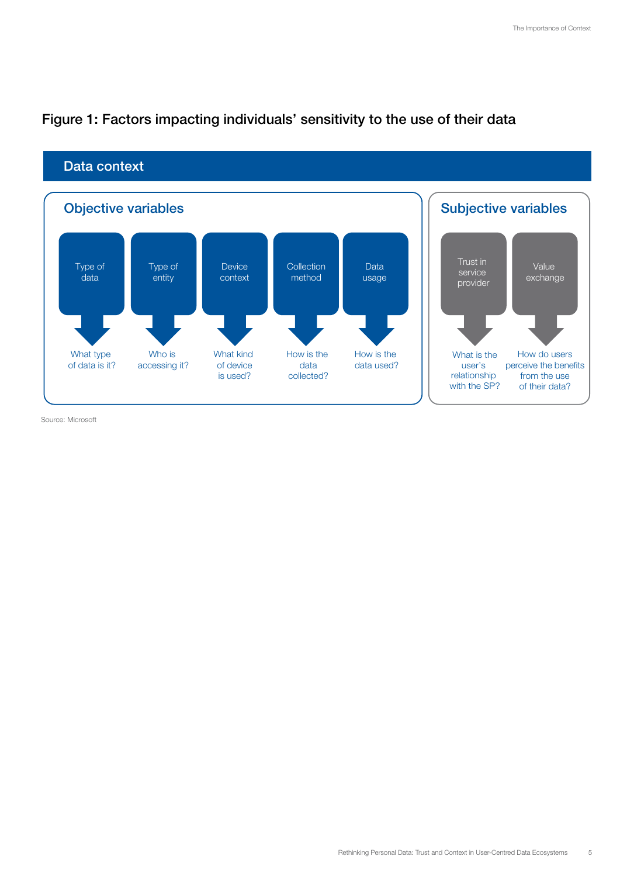## Figure 1: Factors impacting individuals' sensitivity to the use of their data

### Data context

**Objective variables**

| Type of data | Type of entity | Device context | Collection method | Data usage |
|---|---|---|---|---|
| What type of data is it? | Who is accessing it? | What kind of device is used? | How is the data collected? | How is the data used? |

**Subjective variables**

| Trust in service provider | Value exchange |
|---|---|
| What is the user's relationship with the SP? | How do users perceive the benefits from the use of their data? |

Source: Microsoft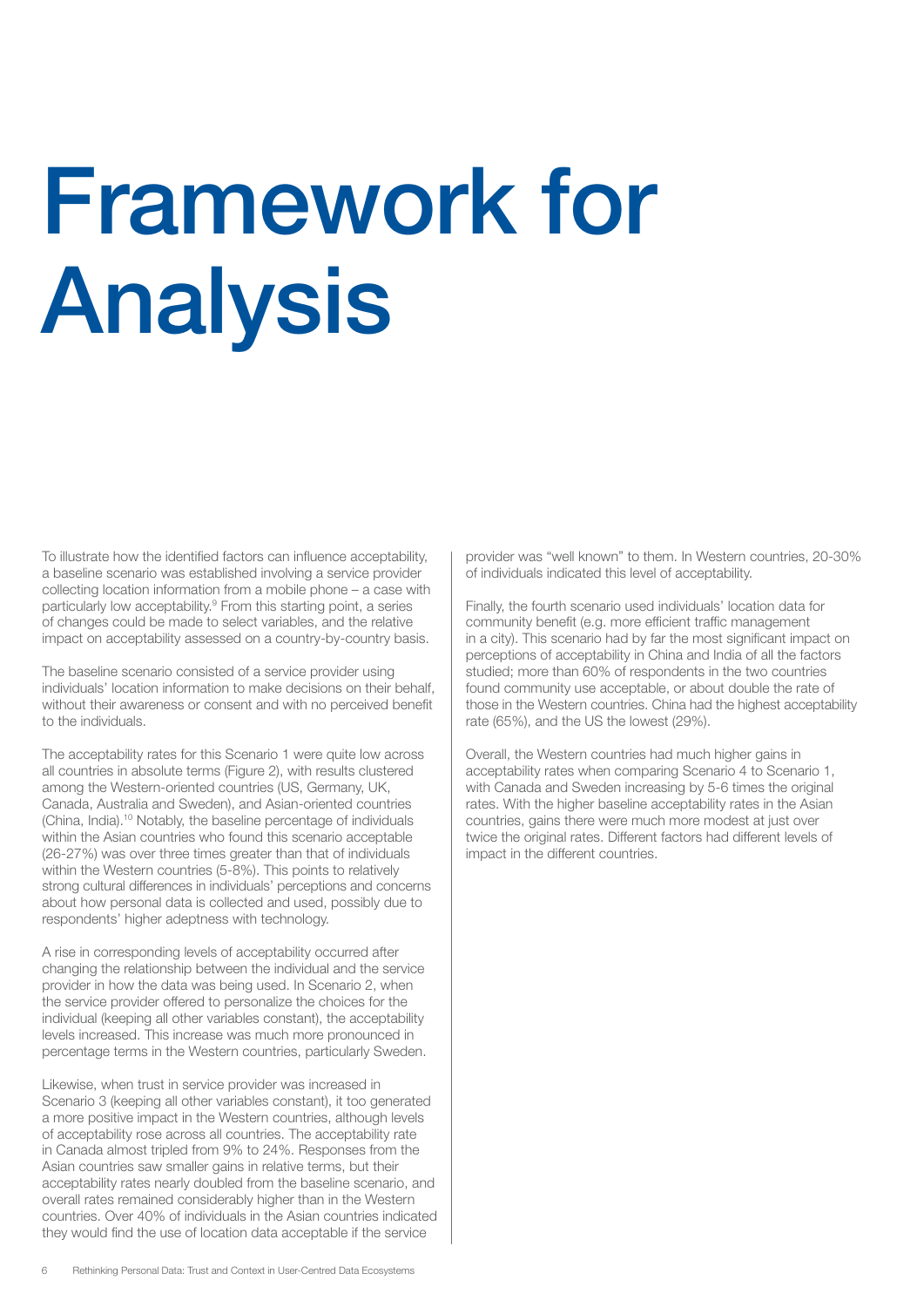# Framework for Analysis

To illustrate how the identified factors can influence acceptability, a baseline scenario was established involving a service provider collecting location information from a mobile phone – a case with particularly low acceptability.[9] From this starting point, a series of changes could be made to select variables, and the relative impact on acceptability assessed on a country-by-country basis.

The baseline scenario consisted of a service provider using individuals' location information to make decisions on their behalf, without their awareness or consent and with no perceived benefit to the individuals.

The acceptability rates for this Scenario 1 were quite low across all countries in absolute terms (Figure 2), with results clustered among the Western-oriented countries (US, Germany, UK, Canada, Australia and Sweden), and Asian-oriented countries (China, India).[10] Notably, the baseline percentage of individuals within the Asian countries who found this scenario acceptable (26-27%) was over three times greater than that of individuals within the Western countries (5-8%). This points to relatively strong cultural differences in individuals' perceptions and concerns about how personal data is collected and used, possibly due to respondents' higher adeptness with technology.

A rise in corresponding levels of acceptability occurred after changing the relationship between the individual and the service provider in how the data was being used. In Scenario 2, when the service provider offered to personalize the choices for the individual (keeping all other variables constant), the acceptability levels increased. This increase was much more pronounced in percentage terms in the Western countries, particularly Sweden.

Likewise, when trust in service provider was increased in Scenario 3 (keeping all other variables constant), it too generated a more positive impact in the Western countries, although levels of acceptability rose across all countries. The acceptability rate in Canada almost tripled from 9% to 24%. Responses from the Asian countries saw smaller gains in relative terms, but their acceptability rates nearly doubled from the baseline scenario, and overall rates remained considerably higher than in the Western countries. Over 40% of individuals in the Asian countries indicated they would find the use of location data acceptable if the service provider was "well known" to them. In Western countries, 20-30% of individuals indicated this level of acceptability.

Finally, the fourth scenario used individuals' location data for community benefit (e.g. more efficient traffic management in a city). This scenario had by far the most significant impact on perceptions of acceptability in China and India of all the factors studied; more than 60% of respondents in the two countries found community use acceptable, or about double the rate of those in the Western countries. China had the highest acceptability rate (65%), and the US the lowest (29%).

Overall, the Western countries had much higher gains in acceptability rates when comparing Scenario 4 to Scenario 1, with Canada and Sweden increasing by 5-6 times the original rates. With the higher baseline acceptability rates in the Asian countries, gains there were much more modest at just over twice the original rates. Different factors had different levels of impact in the different countries.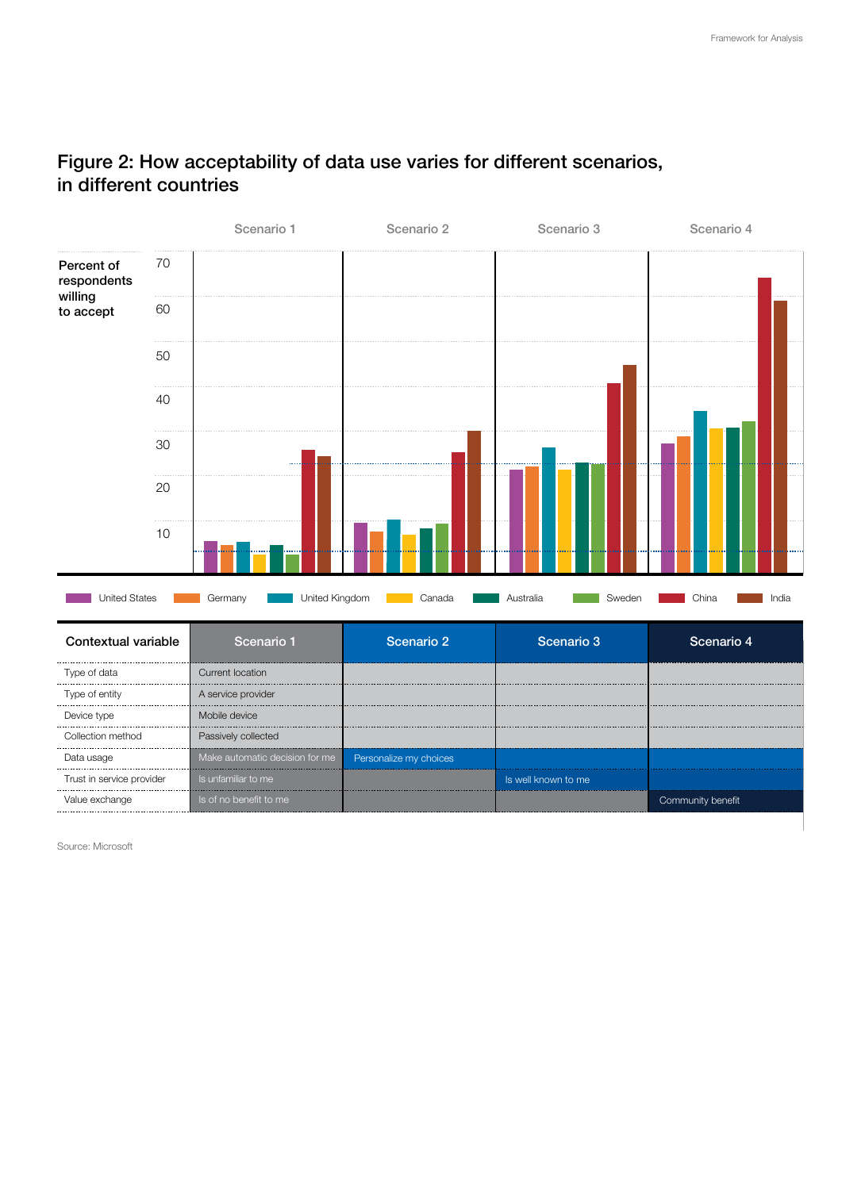# Figure 2: How acceptability of data use varies for different scenarios, in different countries

Scenario 1

Scenario 2

Scenario 3

Scenario 4

Percent of respondents willing to accept

70

60

50

40

30

20

10

United States

Germany

United Kingdom

Canada

Australia

Sweden

China

India

| Contextual variable | Scenario 1 | Scenario 2 | Scenario 3 | Scenario 4 |
|---|---|---|---|---|
| Type of data | Current location | | | |
| Type of entity | A service provider | | | |
| Device type | Mobile device | | | |
| Collection method | Passively collected | | | |
| Data usage | Make automatic decision for me | Personalize my choices | | |
| Trust in service provider | Is unfamiliar to me | | Is well known to me | |
| Value exchange | Is of no benefit to me | | | Community benefit |

Source: Microsoft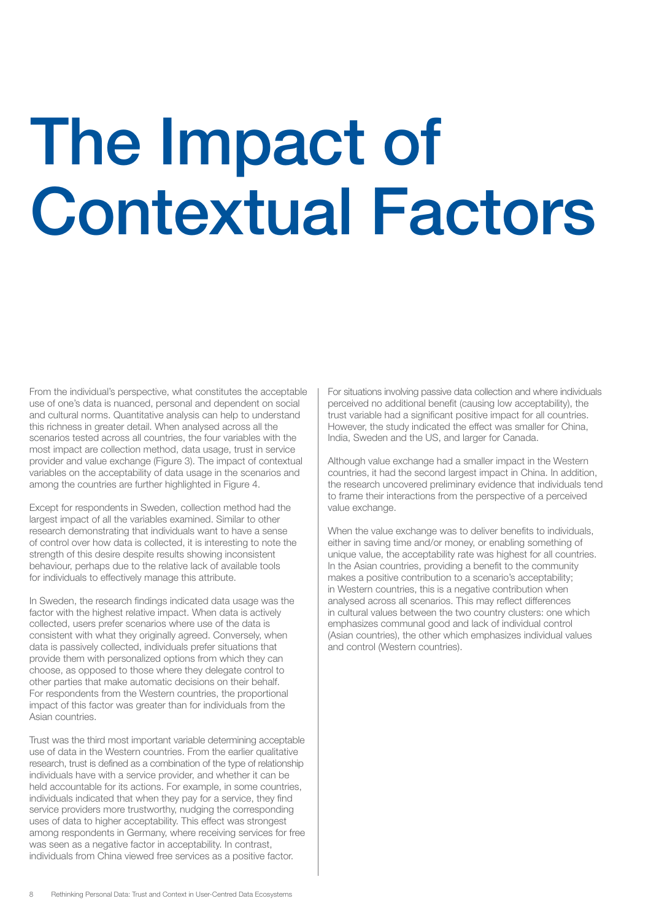# The Impact of Contextual Factors

From the individual's perspective, what constitutes the acceptable use of one's data is nuanced, personal and dependent on social and cultural norms. Quantitative analysis can help to understand this richness in greater detail. When analysed across all the scenarios tested across all countries, the four variables with the most impact are collection method, data usage, trust in service provider and value exchange (Figure 3). The impact of contextual variables on the acceptability of data usage in the scenarios and among the countries are further highlighted in Figure 4.

Except for respondents in Sweden, collection method had the largest impact of all the variables examined. Similar to other research demonstrating that individuals want to have a sense of control over how data is collected, it is interesting to note the strength of this desire despite results showing inconsistent behaviour, perhaps due to the relative lack of available tools for individuals to effectively manage this attribute.

In Sweden, the research findings indicated data usage was the factor with the highest relative impact. When data is actively collected, users prefer scenarios where use of the data is consistent with what they originally agreed. Conversely, when data is passively collected, individuals prefer situations that provide them with personalized options from which they can choose, as opposed to those where they delegate control to other parties that make automatic decisions on their behalf. For respondents from the Western countries, the proportional impact of this factor was greater than for individuals from the Asian countries.

Trust was the third most important variable determining acceptable use of data in the Western countries. From the earlier qualitative research, trust is defined as a combination of the type of relationship individuals have with a service provider, and whether it can be held accountable for its actions. For example, in some countries, individuals indicated that when they pay for a service, they find service providers more trustworthy, nudging the corresponding uses of data to higher acceptability. This effect was strongest among respondents in Germany, where receiving services for free was seen as a negative factor in acceptability. In contrast, individuals from China viewed free services as a positive factor.

For situations involving passive data collection and where individuals perceived no additional benefit (causing low acceptability), the trust variable had a significant positive impact for all countries. However, the study indicated the effect was smaller for China, India, Sweden and the US, and larger for Canada.

Although value exchange had a smaller impact in the Western countries, it had the second largest impact in China. In addition, the research uncovered preliminary evidence that individuals tend to frame their interactions from the perspective of a perceived value exchange.

When the value exchange was to deliver benefits to individuals, either in saving time and/or money, or enabling something of unique value, the acceptability rate was highest for all countries. In the Asian countries, providing a benefit to the community makes a positive contribution to a scenario's acceptability; in Western countries, this is a negative contribution when analysed across all scenarios. This may reflect differences in cultural values between the two country clusters: one which emphasizes communal good and lack of individual control (Asian countries), the other which emphasizes individual values and control (Western countries).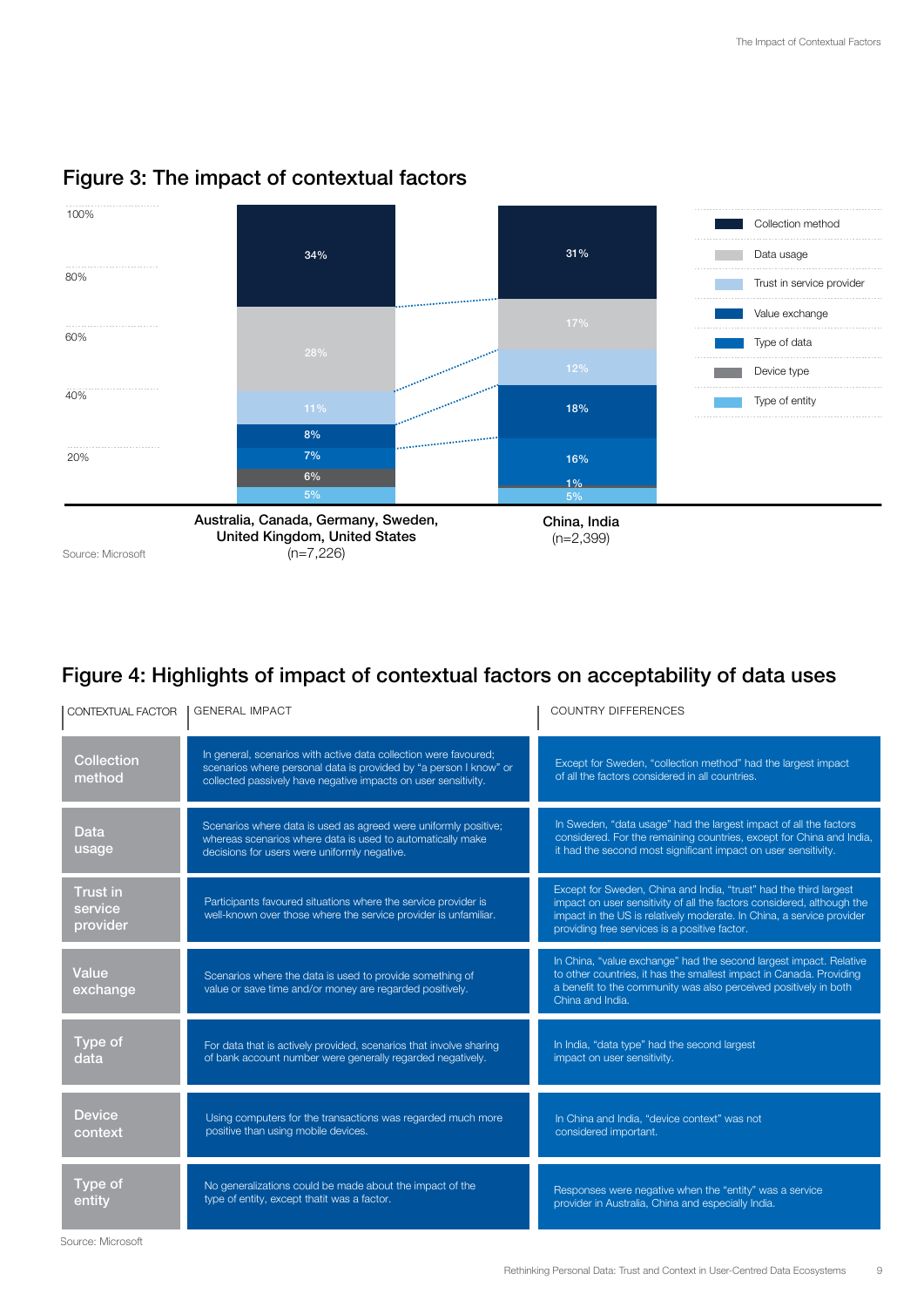## Figure 3: The impact of contextual factors

100%
80%
60%
40%
20%

34%
28%
11%
8%
7%
6%
5%

31%
17%
12%
18%
16%
1%
5%

Collection method
Data usage
Trust in service provider
Value exchange
Type of data
Device type
Type of entity

Australia, Canada, Germany, Sweden, United Kingdom, United States (n=7,226)

China, India (n=2,399)

Source: Microsoft

## Figure 4: Highlights of impact of contextual factors on acceptability of data uses

| CONTEXTUAL FACTOR | GENERAL IMPACT | COUNTRY DIFFERENCES |
|---|---|---|
| Collection method | In general, scenarios with active data collection were favoured; scenarios where personal data is provided by "a person I know" or collected passively have negative impacts on user sensitivity. | Except for Sweden, "collection method" had the largest impact of all the factors considered in all countries. |
| Data usage | Scenarios where data is used as agreed were uniformly positive; whereas scenarios where data is used to automatically make decisions for users were uniformly negative. | In Sweden, "data usage" had the largest impact of all the factors considered. For the remaining countries, except for China and India, it had the second most significant impact on user sensitivity. |
| Trust in service provider | Participants favoured situations where the service provider is well-known over those where the service provider is unfamiliar. | Except for Sweden, China and India, "trust" had the third largest impact on user sensitivity of all the factors considered, although the impact in the US is relatively moderate. In China, a service provider providing free services is a positive factor. |
| Value exchange | Scenarios where the data is used to provide something of value or save time and/or money are regarded positively. | In China, "value exchange" had the second largest impact. Relative to other countries, it has the smallest impact in Canada. Providing a benefit to the community was also perceived positively in both China and India. |
| Type of data | For data that is actively provided, scenarios that involve sharing of bank account number were generally regarded negatively. | In India, "data type" had the second largest impact on user sensitivity. |
| Device context | Using computers for the transactions was regarded much more positive than using mobile devices. | In China and India, "device context" was not considered important. |
| Type of entity | No generalizations could be made about the impact of the type of entity, except thatit was a factor. | Responses were negative when the "entity" was a service provider in Australia, China and especially India. |

Source: Microsoft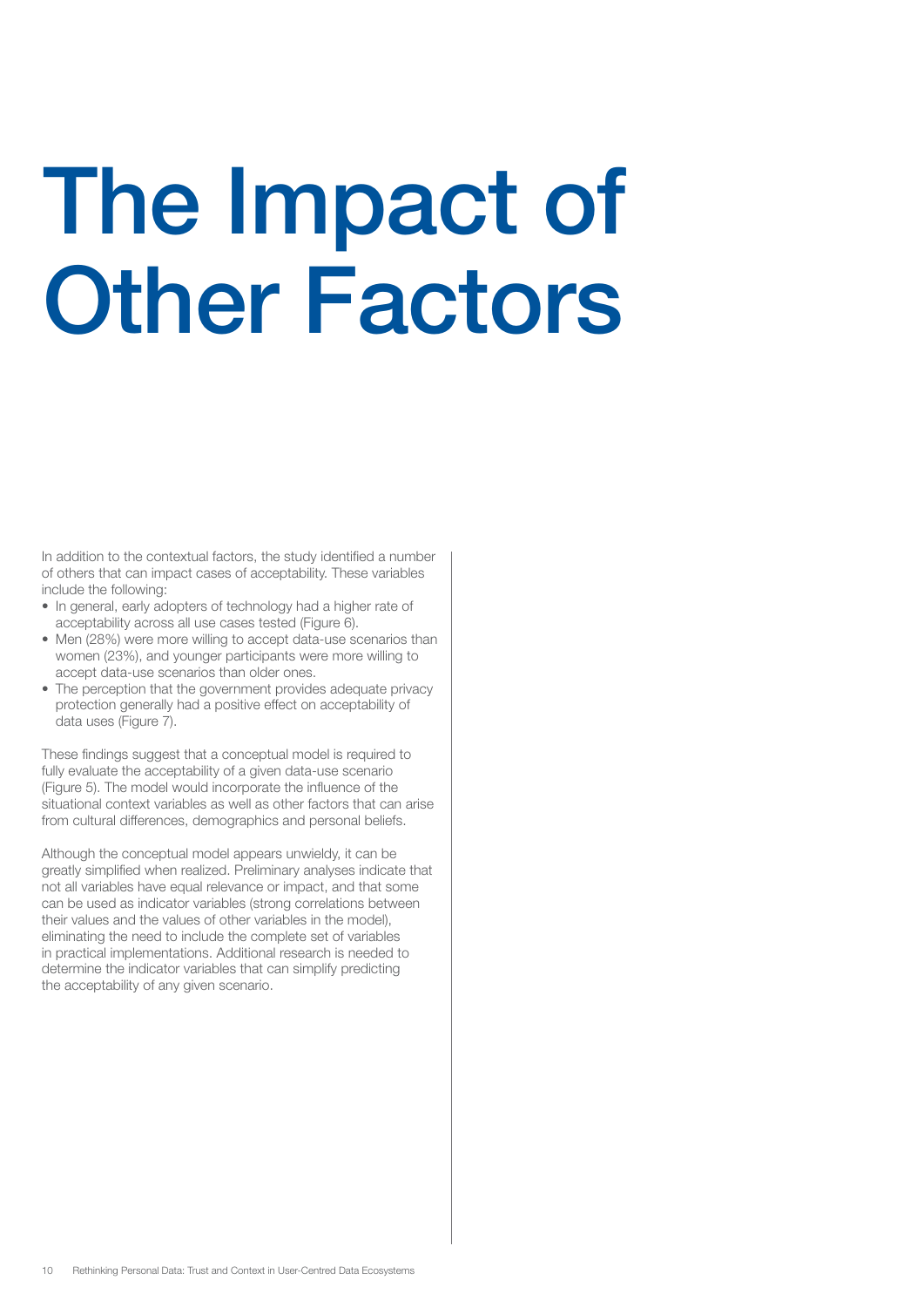# The Impact of Other Factors

In addition to the contextual factors, the study identified a number of others that can impact cases of acceptability. These variables include the following:

- In general, early adopters of technology had a higher rate of acceptability across all use cases tested (Figure 6).
- Men (28%) were more willing to accept data-use scenarios than women (23%), and younger participants were more willing to accept data-use scenarios than older ones.
- The perception that the government provides adequate privacy protection generally had a positive effect on acceptability of data uses (Figure 7).

These findings suggest that a conceptual model is required to fully evaluate the acceptability of a given data-use scenario (Figure 5). The model would incorporate the influence of the situational context variables as well as other factors that can arise from cultural differences, demographics and personal beliefs.

Although the conceptual model appears unwieldy, it can be greatly simplified when realized. Preliminary analyses indicate that not all variables have equal relevance or impact, and that some can be used as indicator variables (strong correlations between their values and the values of other variables in the model), eliminating the need to include the complete set of variables in practical implementations. Additional research is needed to determine the indicator variables that can simplify predicting the acceptability of any given scenario.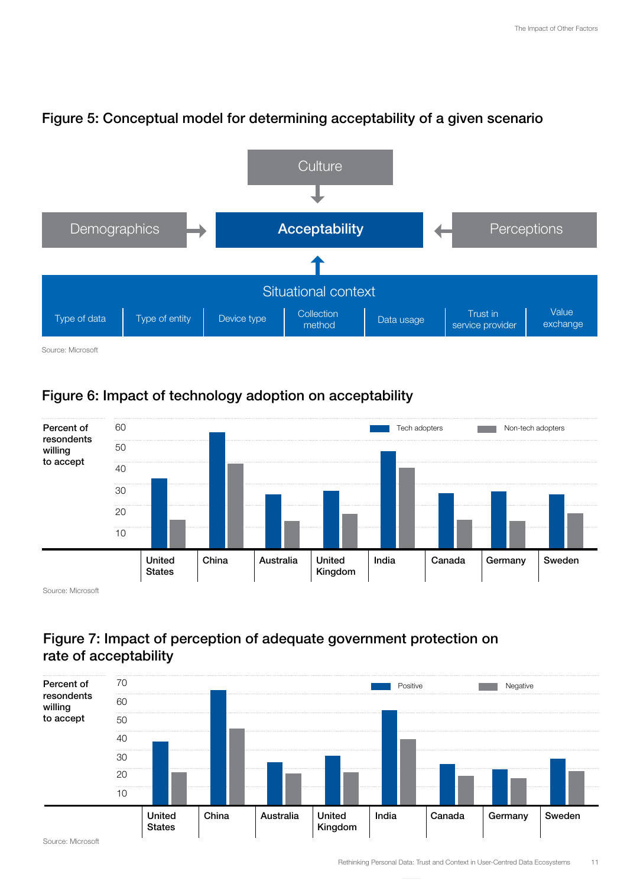## Figure 5: Conceptual model for determining acceptability of a given scenario

Culture

Demographics

Acceptability

Perceptions

Situational context

Type of data

Type of entity

Device type

Collection method

Data usage

Trust in service provider

Value exchange

Source: Microsoft

## Figure 6: Impact of technology adoption on acceptability

Percent of resondents willing to accept

60
50
40
30
20
10

Tech adopters

Non-tech adopters

United States
China
Australia
United Kingdom
India
Canada
Germany
Sweden

Source: Microsoft

## Figure 7: Impact of perception of adequate government protection on rate of acceptability

Percent of resondents willing to accept

70
60
50
40
30
20
10

Positive

Negative

United States
China
Australia
United Kingdom
India
Canada
Germany
Sweden

Source: Microsoft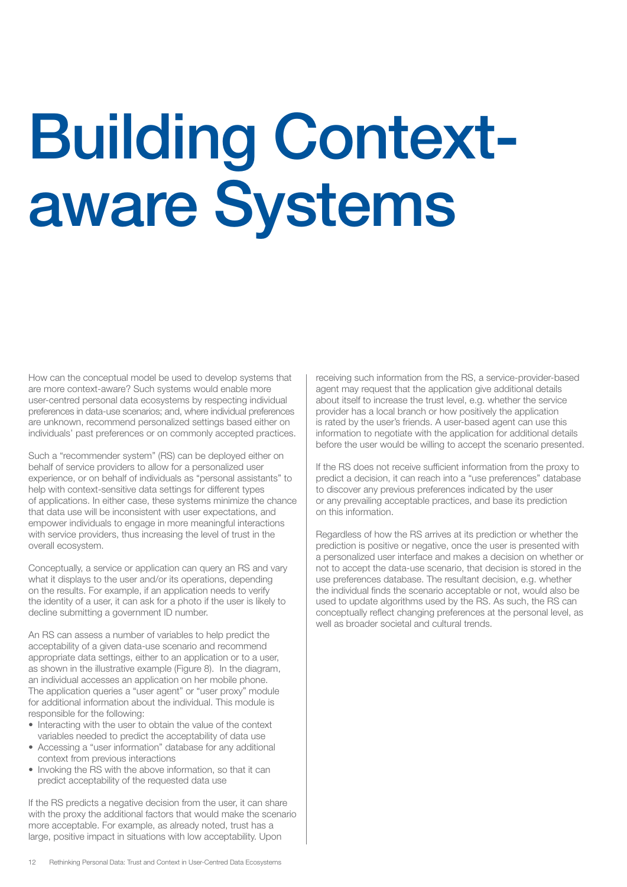# Building Context-aware Systems

How can the conceptual model be used to develop systems that are more context-aware? Such systems would enable more user-centred personal data ecosystems by respecting individual preferences in data-use scenarios; and, where individual preferences are unknown, recommend personalized settings based either on individuals' past preferences or on commonly accepted practices.

Such a "recommender system" (RS) can be deployed either on behalf of service providers to allow for a personalized user experience, or on behalf of individuals as "personal assistants" to help with context-sensitive data settings for different types of applications. In either case, these systems minimize the chance that data use will be inconsistent with user expectations, and empower individuals to engage in more meaningful interactions with service providers, thus increasing the level of trust in the overall ecosystem.

Conceptually, a service or application can query an RS and vary what it displays to the user and/or its operations, depending on the results. For example, if an application needs to verify the identity of a user, it can ask for a photo if the user is likely to decline submitting a government ID number.

An RS can assess a number of variables to help predict the acceptability of a given data-use scenario and recommend appropriate data settings, either to an application or to a user, as shown in the illustrative example (Figure 8). In the diagram, an individual accesses an application on her mobile phone. The application queries a "user agent" or "user proxy" module for additional information about the individual. This module is responsible for the following:

- Interacting with the user to obtain the value of the context variables needed to predict the acceptability of data use
- Accessing a "user information" database for any additional context from previous interactions
- Invoking the RS with the above information, so that it can predict acceptability of the requested data use

If the RS predicts a negative decision from the user, it can share with the proxy the additional factors that would make the scenario more acceptable. For example, as already noted, trust has a large, positive impact in situations with low acceptability. Upon receiving such information from the RS, a service-provider-based agent may request that the application give additional details about itself to increase the trust level, e.g. whether the service provider has a local branch or how positively the application is rated by the user's friends. A user-based agent can use this information to negotiate with the application for additional details before the user would be willing to accept the scenario presented.

If the RS does not receive sufficient information from the proxy to predict a decision, it can reach into a "use preferences" database to discover any previous preferences indicated by the user or any prevailing acceptable practices, and base its prediction on this information.

Regardless of how the RS arrives at its prediction or whether the prediction is positive or negative, once the user is presented with a personalized user interface and makes a decision on whether or not to accept the data-use scenario, that decision is stored in the use preferences database. The resultant decision, e.g. whether the individual finds the scenario acceptable or not, would also be used to update algorithms used by the RS. As such, the RS can conceptually reflect changing preferences at the personal level, as well as broader societal and cultural trends.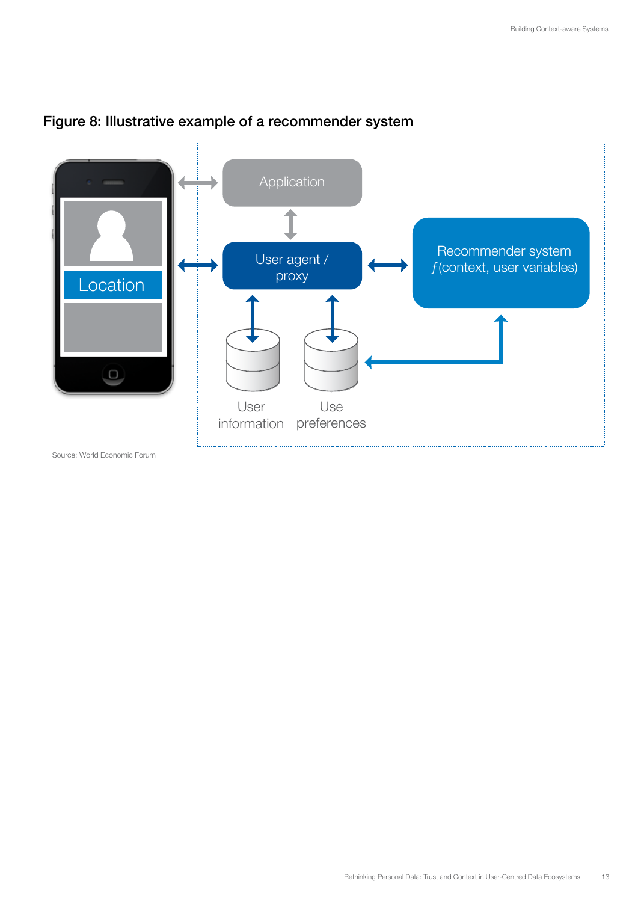## Figure 8: Illustrative example of a recommender system

Location

Application

User agent / proxy

Recommender system
ƒ(context, user variables)

User information

Use preferences

Source: World Economic Forum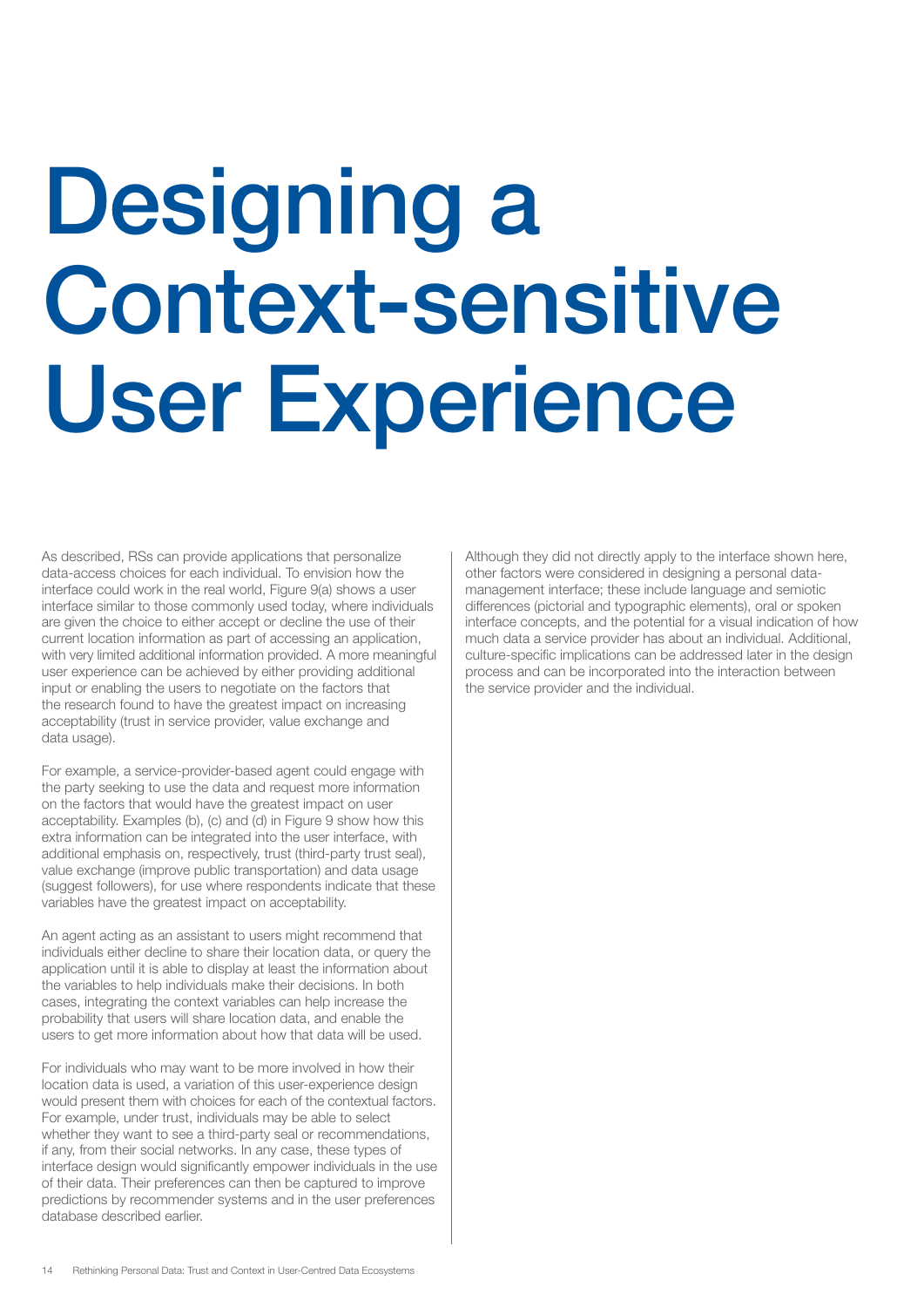# Designing a Context-sensitive User Experience

As described, RSs can provide applications that personalize data-access choices for each individual. To envision how the interface could work in the real world, Figure 9(a) shows a user interface similar to those commonly used today, where individuals are given the choice to either accept or decline the use of their current location information as part of accessing an application, with very limited additional information provided. A more meaningful user experience can be achieved by either providing additional input or enabling the users to negotiate on the factors that the research found to have the greatest impact on increasing acceptability (trust in service provider, value exchange and data usage).

For example, a service-provider-based agent could engage with the party seeking to use the data and request more information on the factors that would have the greatest impact on user acceptability. Examples (b), (c) and (d) in Figure 9 show how this extra information can be integrated into the user interface, with additional emphasis on, respectively, trust (third-party trust seal), value exchange (improve public transportation) and data usage (suggest followers), for use where respondents indicate that these variables have the greatest impact on acceptability.

An agent acting as an assistant to users might recommend that individuals either decline to share their location data, or query the application until it is able to display at least the information about the variables to help individuals make their decisions. In both cases, integrating the context variables can help increase the probability that users will share location data, and enable the users to get more information about how that data will be used.

For individuals who may want to be more involved in how their location data is used, a variation of this user-experience design would present them with choices for each of the contextual factors. For example, under trust, individuals may be able to select whether they want to see a third-party seal or recommendations, if any, from their social networks. In any case, these types of interface design would significantly empower individuals in the use of their data. Their preferences can then be captured to improve predictions by recommender systems and in the user preferences database described earlier.

Although they did not directly apply to the interface shown here, other factors were considered in designing a personal data-management interface; these include language and semiotic differences (pictorial and typographic elements), oral or spoken interface concepts, and the potential for a visual indication of how much data a service provider has about an individual. Additional, culture-specific implications can be addressed later in the design process and can be incorporated into the interaction between the service provider and the individual.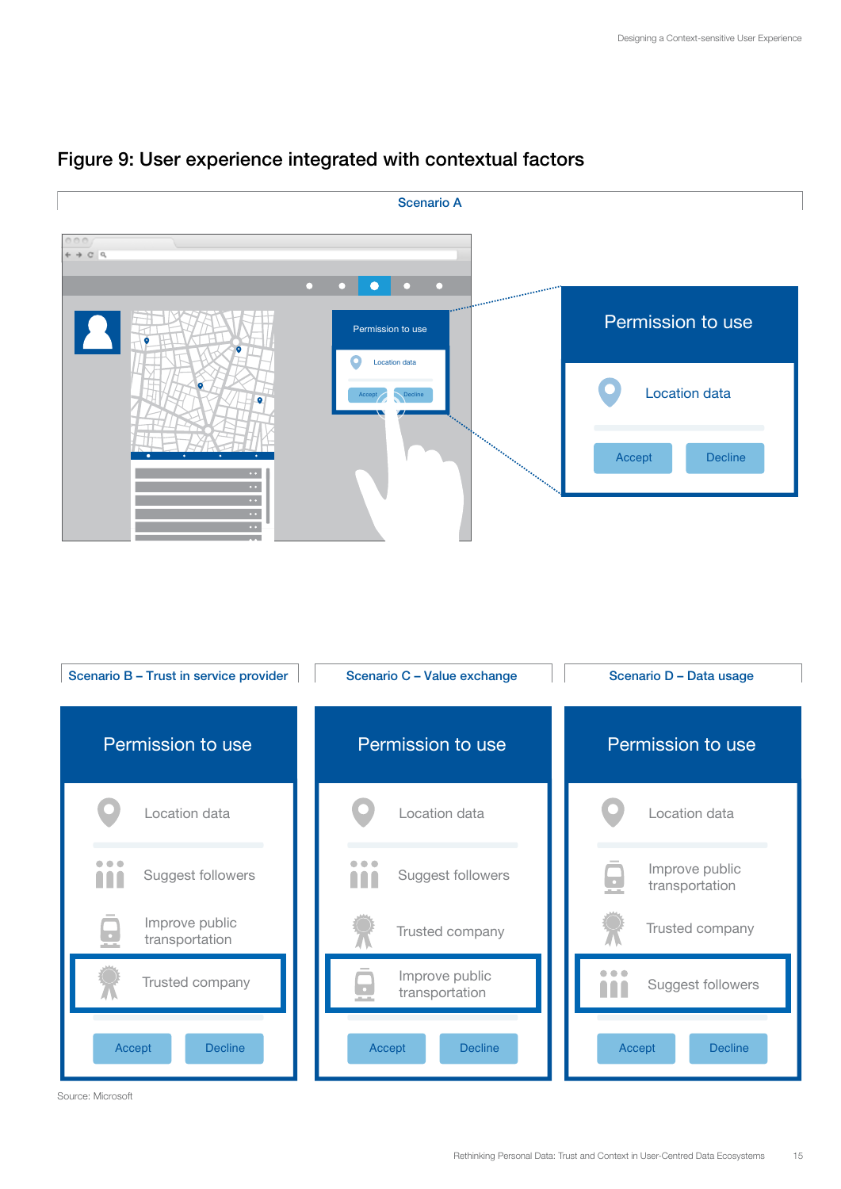## Figure 9: User experience integrated with contextual factors

Scenario A

Permission to use

Location data

Accept

Decline

Permission to use

Location data

Accept Decline

Scenario B – Trust in service provider

Permission to use

Location data

Suggest followers

Improve public transportation

Trusted company

Accept

Decline

Scenario C – Value exchange

Permission to use

Location data

Suggest followers

Trusted company

Improve public transportation

Accept

Decline

Scenario D – Data usage

Permission to use

Location data

Improve public transportation

Trusted company

Suggest followers

Accept

Decline

Source: Microsoft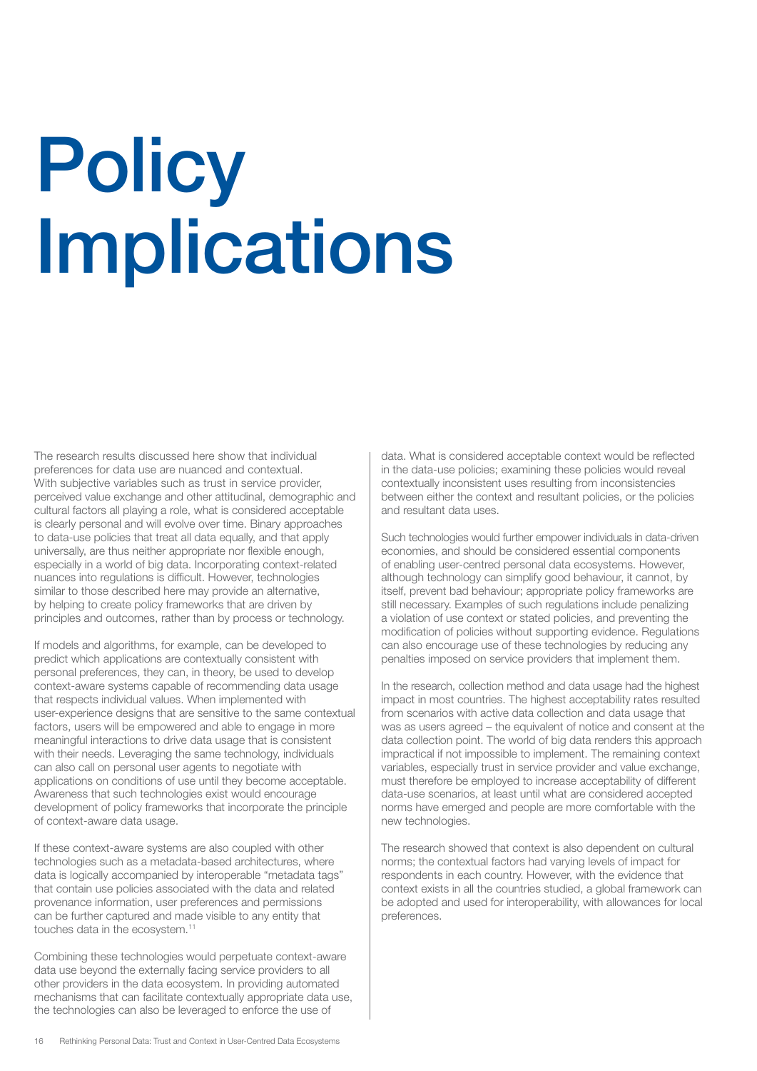# Policy Implications

The research results discussed here show that individual preferences for data use are nuanced and contextual. With subjective variables such as trust in service provider, perceived value exchange and other attitudinal, demographic and cultural factors all playing a role, what is considered acceptable is clearly personal and will evolve over time. Binary approaches to data-use policies that treat all data equally, and that apply universally, are thus neither appropriate nor flexible enough, especially in a world of big data. Incorporating context-related nuances into regulations is difficult. However, technologies similar to those described here may provide an alternative, by helping to create policy frameworks that are driven by principles and outcomes, rather than by process or technology.

If models and algorithms, for example, can be developed to predict which applications are contextually consistent with personal preferences, they can, in theory, be used to develop context-aware systems capable of recommending data usage that respects individual values. When implemented with user-experience designs that are sensitive to the same contextual factors, users will be empowered and able to engage in more meaningful interactions to drive data usage that is consistent with their needs. Leveraging the same technology, individuals can also call on personal user agents to negotiate with applications on conditions of use until they become acceptable. Awareness that such technologies exist would encourage development of policy frameworks that incorporate the principle of context-aware data usage.

If these context-aware systems are also coupled with other technologies such as a metadata-based architectures, where data is logically accompanied by interoperable "metadata tags" that contain use policies associated with the data and related provenance information, user preferences and permissions can be further captured and made visible to any entity that touches data in the ecosystem.[11]

Combining these technologies would perpetuate context-aware data use beyond the externally facing service providers to all other providers in the data ecosystem. In providing automated mechanisms that can facilitate contextually appropriate data use, the technologies can also be leveraged to enforce the use of data. What is considered acceptable context would be reflected in the data-use policies; examining these policies would reveal contextually inconsistent uses resulting from inconsistencies between either the context and resultant policies, or the policies and resultant data uses.

Such technologies would further empower individuals in data-driven economies, and should be considered essential components of enabling user-centred personal data ecosystems. However, although technology can simplify good behaviour, it cannot, by itself, prevent bad behaviour; appropriate policy frameworks are still necessary. Examples of such regulations include penalizing a violation of use context or stated policies, and preventing the modification of policies without supporting evidence. Regulations can also encourage use of these technologies by reducing any penalties imposed on service providers that implement them.

In the research, collection method and data usage had the highest impact in most countries. The highest acceptability rates resulted from scenarios with active data collection and data usage that was as users agreed – the equivalent of notice and consent at the data collection point. The world of big data renders this approach impractical if not impossible to implement. The remaining context variables, especially trust in service provider and value exchange, must therefore be employed to increase acceptability of different data-use scenarios, at least until what are considered accepted norms have emerged and people are more comfortable with the new technologies.

The research showed that context is also dependent on cultural norms; the contextual factors had varying levels of impact for respondents in each country. However, with the evidence that context exists in all the countries studied, a global framework can be adopted and used for interoperability, with allowances for local preferences.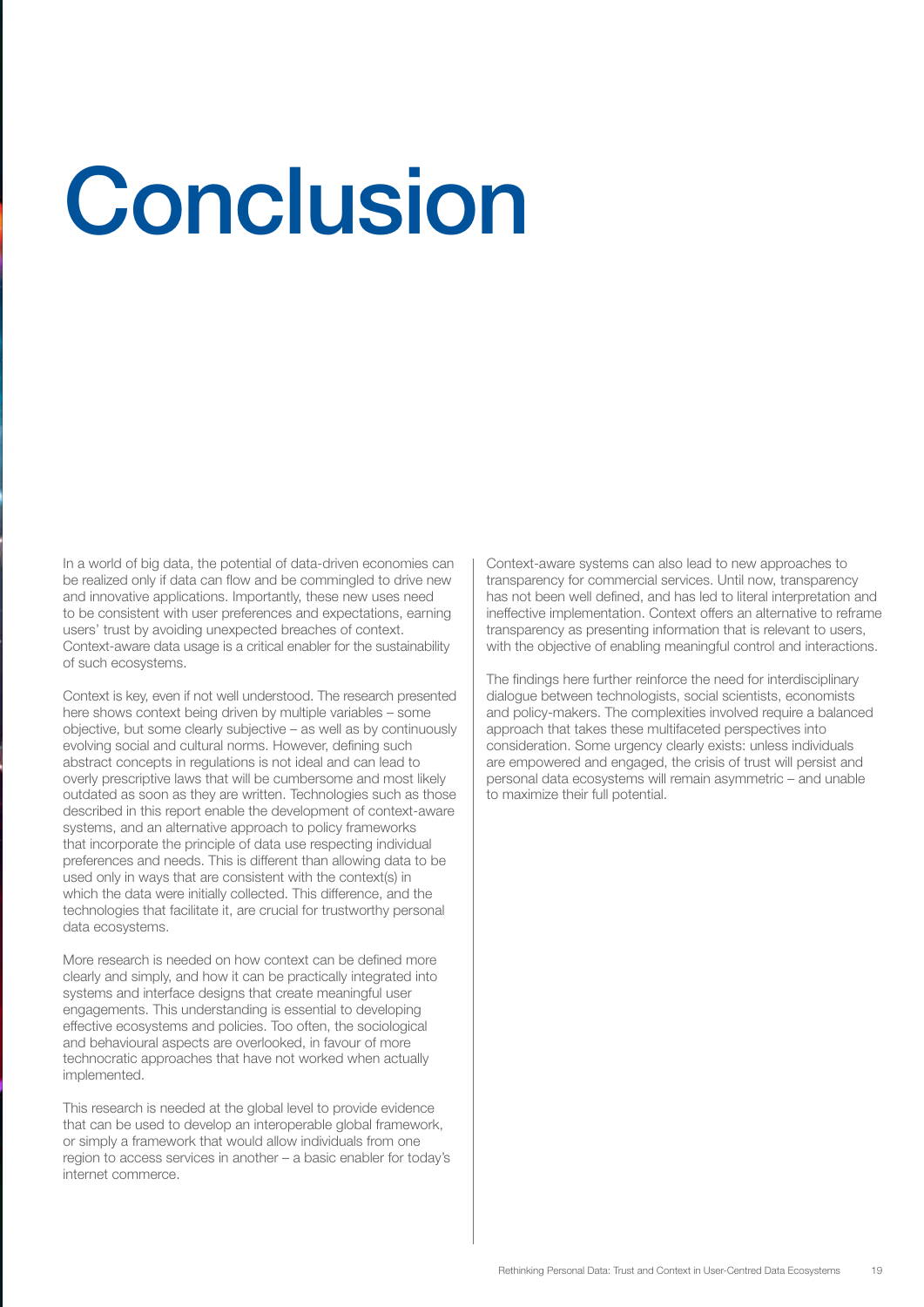# Conclusion

In a world of big data, the potential of data-driven economies can be realized only if data can flow and be commingled to drive new and innovative applications. Importantly, these new uses need to be consistent with user preferences and expectations, earning users' trust by avoiding unexpected breaches of context. Context-aware data usage is a critical enabler for the sustainability of such ecosystems.

Context is key, even if not well understood. The research presented here shows context being driven by multiple variables – some objective, but some clearly subjective – as well as by continuously evolving social and cultural norms. However, defining such abstract concepts in regulations is not ideal and can lead to overly prescriptive laws that will be cumbersome and most likely outdated as soon as they are written. Technologies such as those described in this report enable the development of context-aware systems, and an alternative approach to policy frameworks that incorporate the principle of data use respecting individual preferences and needs. This is different than allowing data to be used only in ways that are consistent with the context(s) in which the data were initially collected. This difference, and the technologies that facilitate it, are crucial for trustworthy personal data ecosystems.

More research is needed on how context can be defined more clearly and simply, and how it can be practically integrated into systems and interface designs that create meaningful user engagements. This understanding is essential to developing effective ecosystems and policies. Too often, the sociological and behavioural aspects are overlooked, in favour of more technocratic approaches that have not worked when actually implemented.

This research is needed at the global level to provide evidence that can be used to develop an interoperable global framework, or simply a framework that would allow individuals from one region to access services in another – a basic enabler for today's internet commerce.

Context-aware systems can also lead to new approaches to transparency for commercial services. Until now, transparency has not been well defined, and has led to literal interpretation and ineffective implementation. Context offers an alternative to reframe transparency as presenting information that is relevant to users, with the objective of enabling meaningful control and interactions.

The findings here further reinforce the need for interdisciplinary dialogue between technologists, social scientists, economists and policy-makers. The complexities involved require a balanced approach that takes these multifaceted perspectives into consideration. Some urgency clearly exists: unless individuals are empowered and engaged, the crisis of trust will persist and personal data ecosystems will remain asymmetric – and unable to maximize their full potential.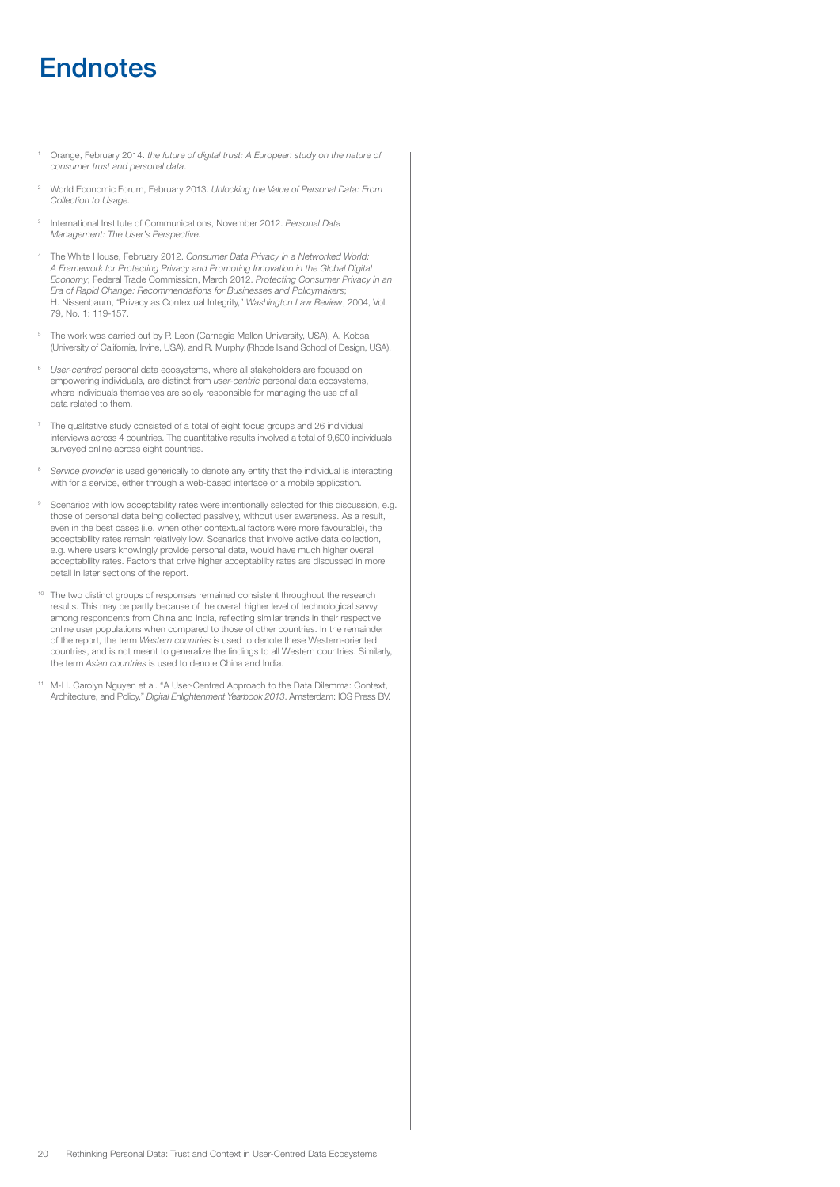# Endnotes

1. Orange, February 2014. *the future of digital trust: A European study on the nature of consumer trust and personal data*.

2. World Economic Forum, February 2013. *Unlocking the Value of Personal Data: From Collection to Usage.*

3. International Institute of Communications, November 2012. *Personal Data Management: The User's Perspective.*

4. The White House, February 2012. *Consumer Data Privacy in a Networked World: A Framework for Protecting Privacy and Promoting Innovation in the Global Digital Economy*; Federal Trade Commission, March 2012. *Protecting Consumer Privacy in an Era of Rapid Change: Recommendations for Businesses and Policymakers*; H. Nissenbaum, "Privacy as Contextual Integrity," *Washington Law Review*, 2004, Vol. 79, No. 1: 119-157.

5. The work was carried out by P. Leon (Carnegie Mellon University, USA), A. Kobsa (University of California, Irvine, USA), and R. Murphy (Rhode Island School of Design, USA).

6. *User-centred* personal data ecosystems, where all stakeholders are focused on empowering individuals, are distinct from *user-centric* personal data ecosystems, where individuals themselves are solely responsible for managing the use of all data related to them.

7. The qualitative study consisted of a total of eight focus groups and 26 individual interviews across 4 countries. The quantitative results involved a total of 9,600 individuals surveyed online across eight countries.

8. *Service provider* is used generically to denote any entity that the individual is interacting with for a service, either through a web-based interface or a mobile application.

9. Scenarios with low acceptability rates were intentionally selected for this discussion, e.g. those of personal data being collected passively, without user awareness. As a result, even in the best cases (i.e. when other contextual factors were more favourable), the acceptability rates remain relatively low. Scenarios that involve active data collection, e.g. where users knowingly provide personal data, would have much higher overall acceptability rates. Factors that drive higher acceptability rates are discussed in more detail in later sections of the report.

10. The two distinct groups of responses remained consistent throughout the research results. This may be partly because of the overall higher level of technological savvy among respondents from China and India, reflecting similar trends in their respective online user populations when compared to those of other countries. In the remainder of the report, the term *Western countries* is used to denote these Western-oriented countries, and is not meant to generalize the findings to all Western countries. Similarly, the term *Asian countries* is used to denote China and India.

11. M-H. Carolyn Nguyen et al. "A User-Centred Approach to the Data Dilemma: Context, Architecture, and Policy," *Digital Enlightenment Yearbook 2013*. Amsterdam: IOS Press BV.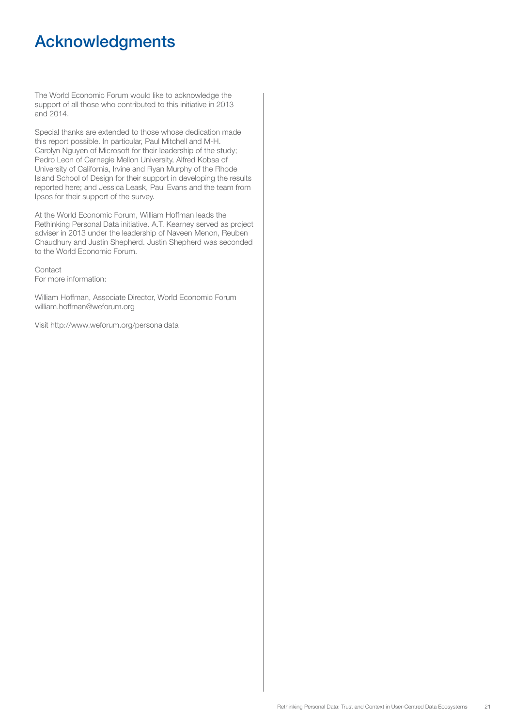# Acknowledgments

The World Economic Forum would like to acknowledge the support of all those who contributed to this initiative in 2013 and 2014.

Special thanks are extended to those whose dedication made this report possible. In particular, Paul Mitchell and M-H. Carolyn Nguyen of Microsoft for their leadership of the study; Pedro Leon of Carnegie Mellon University, Alfred Kobsa of University of California, Irvine and Ryan Murphy of the Rhode Island School of Design for their support in developing the results reported here; and Jessica Leask, Paul Evans and the team from Ipsos for their support of the survey.

At the World Economic Forum, William Hoffman leads the Rethinking Personal Data initiative. A.T. Kearney served as project adviser in 2013 under the leadership of Naveen Menon, Reuben Chaudhury and Justin Shepherd. Justin Shepherd was seconded to the World Economic Forum.

Contact
For more information:

William Hoffman, Associate Director, World Economic Forum
william.hoffman@weforum.org

Visit http://www.weforum.org/personaldata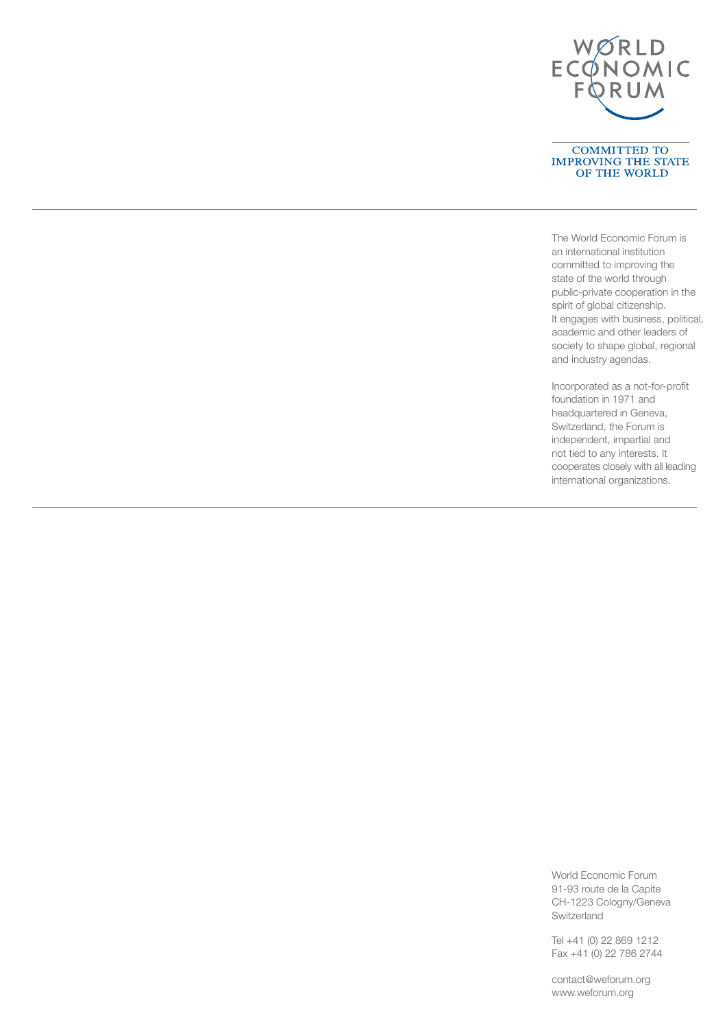WORLD ECONOMIC FORUM

COMMITTED TO IMPROVING THE STATE OF THE WORLD

The World Economic Forum is an international institution committed to improving the state of the world through public-private cooperation in the spirit of global citizenship. It engages with business, political, academic and other leaders of society to shape global, regional and industry agendas.

Incorporated as a not-for-profit foundation in 1971 and headquartered in Geneva, Switzerland, the Forum is independent, impartial and not tied to any interests. It cooperates closely with all leading international organizations.

World Economic Forum
91-93 route de la Capite
CH-1223 Cologny/Geneva
Switzerland

Tel +41 (0) 22 869 1212
Fax +41 (0) 22 786 2744

contact@weforum.org
www.weforum.org